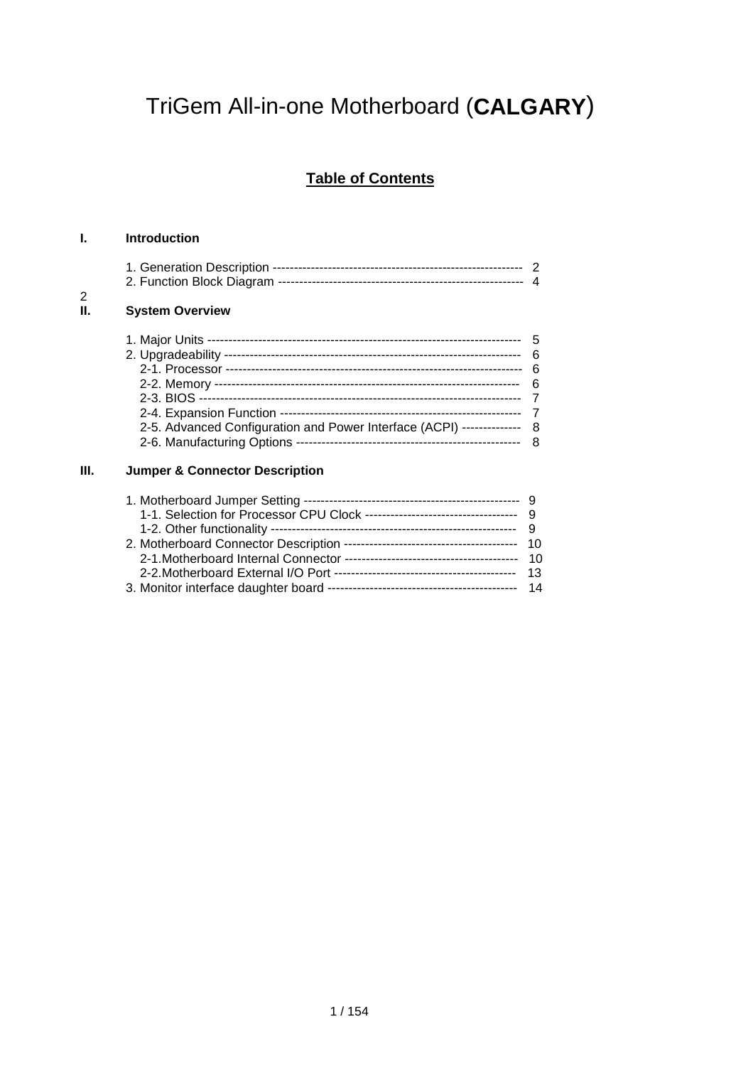# TriGem All-in-one Motherboard (**CALGARY**)

## Table of Contents

**I. Introduction**

1. Generation Description ---------------------------------------------------------- 2
2. Function Block Diagram -------------------------------------------------------- 4

2

**II. System Overview**

1. Major Units ------------------------------------------------------------------------ 5
2. Upgradeability -------------------------------------------------------------------- 6
   - 2-1. Processor -------------------------------------------------------------------- 6
   - 2-2. Memory ---------------------------------------------------------------------- 6
   - 2-3. BIOS ------------------------------------------------------------------------- 7
   - 2-4. Expansion Function -------------------------------------------------------- 7
   - 2-5. Advanced Configuration and Power Interface (ACPI) -------------- 8
   - 2-6. Manufacturing Options ---------------------------------------------------- 8

**III. Jumper & Connector Description**

1. Motherboard Jumper Setting --------------------------------------------------- 9
   - 1-1. Selection for Processor CPU Clock ------------------------------------ 9
   - 1-2. Other functionality --------------------------------------------------------- 9
2. Motherboard Connector Description ---------------------------------------- 10
   - 2-1.Motherboard Internal Connector ----------------------------------------- 10
   - 2-2.Motherboard External I/O Port ------------------------------------------ 13
3. Monitor interface daughter board -------------------------------------------- 14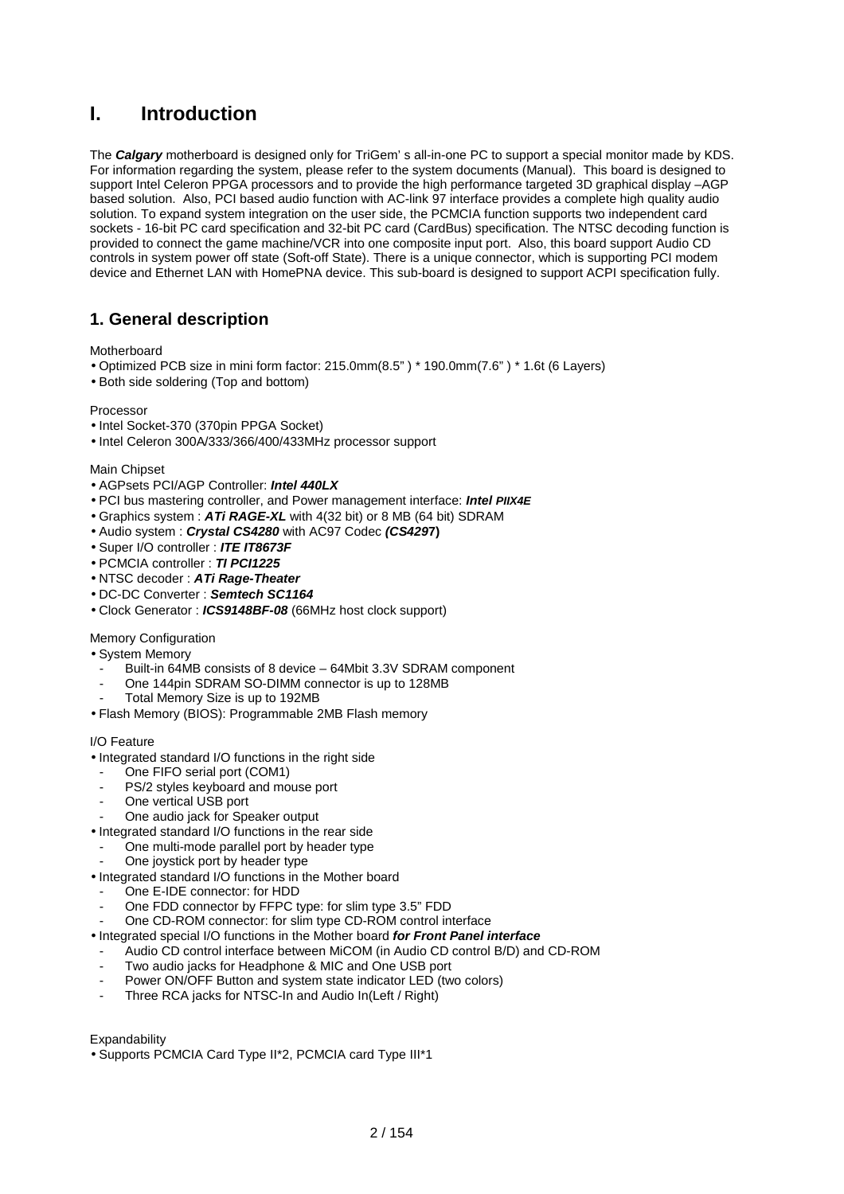# I. Introduction

The ***Calgary*** motherboard is designed only for TriGem' s all-in-one PC to support a special monitor made by KDS. For information regarding the system, please refer to the system documents (Manual). This board is designed to support Intel Celeron PPGA processors and to provide the high performance targeted 3D graphical display –AGP based solution. Also, PCI based audio function with AC-link 97 interface provides a complete high quality audio solution. To expand system integration on the user side, the PCMCIA function supports two independent card sockets - 16-bit PC card specification and 32-bit PC card (CardBus) specification. The NTSC decoding function is provided to connect the game machine/VCR into one composite input port. Also, this board support Audio CD controls in system power off state (Soft-off State). There is a unique connector, which is supporting PCI modem device and Ethernet LAN with HomePNA device. This sub-board is designed to support ACPI specification fully.

## 1. General description

Motherboard

- Optimized PCB size in mini form factor: 215.0mm(8.5" ) * 190.0mm(7.6" ) * 1.6t (6 Layers)
- Both side soldering (Top and bottom)

Processor

- Intel Socket-370 (370pin PPGA Socket)
- Intel Celeron 300A/333/366/400/433MHz processor support

Main Chipset

- AGPsets PCI/AGP Controller: ***Intel 440LX***
- PCI bus mastering controller, and Power management interface: ***Intel PIIX4E***
- Graphics system : ***ATi RAGE-XL*** with 4(32 bit) or 8 MB (64 bit) SDRAM
- Audio system : ***Crystal CS4280*** with AC97 Codec ***(CS4297)***
- Super I/O controller : ***ITE IT8673F***
- PCMCIA controller : ***TI PCI1225***
- NTSC decoder : ***ATi Rage-Theater***
- DC-DC Converter : ***Semtech SC1164***
- Clock Generator : ***ICS9148BF-08*** (66MHz host clock support)

Memory Configuration

- System Memory
  - Built-in 64MB consists of 8 device – 64Mbit 3.3V SDRAM component
  - One 144pin SDRAM SO-DIMM connector is up to 128MB
  - Total Memory Size is up to 192MB
- Flash Memory (BIOS): Programmable 2MB Flash memory

I/O Feature

- Integrated standard I/O functions in the right side
  - One FIFO serial port (COM1)
  - PS/2 styles keyboard and mouse port
  - One vertical USB port
  - One audio jack for Speaker output
- Integrated standard I/O functions in the rear side
  - One multi-mode parallel port by header type
  - One joystick port by header type
- Integrated standard I/O functions in the Mother board
  - One E-IDE connector: for HDD
  - One FDD connector by FFPC type: for slim type 3.5" FDD
  - One CD-ROM connector: for slim type CD-ROM control interface
- Integrated special I/O functions in the Mother board ***for Front Panel interface***
  - Audio CD control interface between MiCOM (in Audio CD control B/D) and CD-ROM
  - Two audio jacks for Headphone & MIC and One USB port
  - Power ON/OFF Button and system state indicator LED (two colors)
  - Three RCA jacks for NTSC-In and Audio In(Left / Right)

Expandability

- Supports PCMCIA Card Type II*2, PCMCIA card Type III*1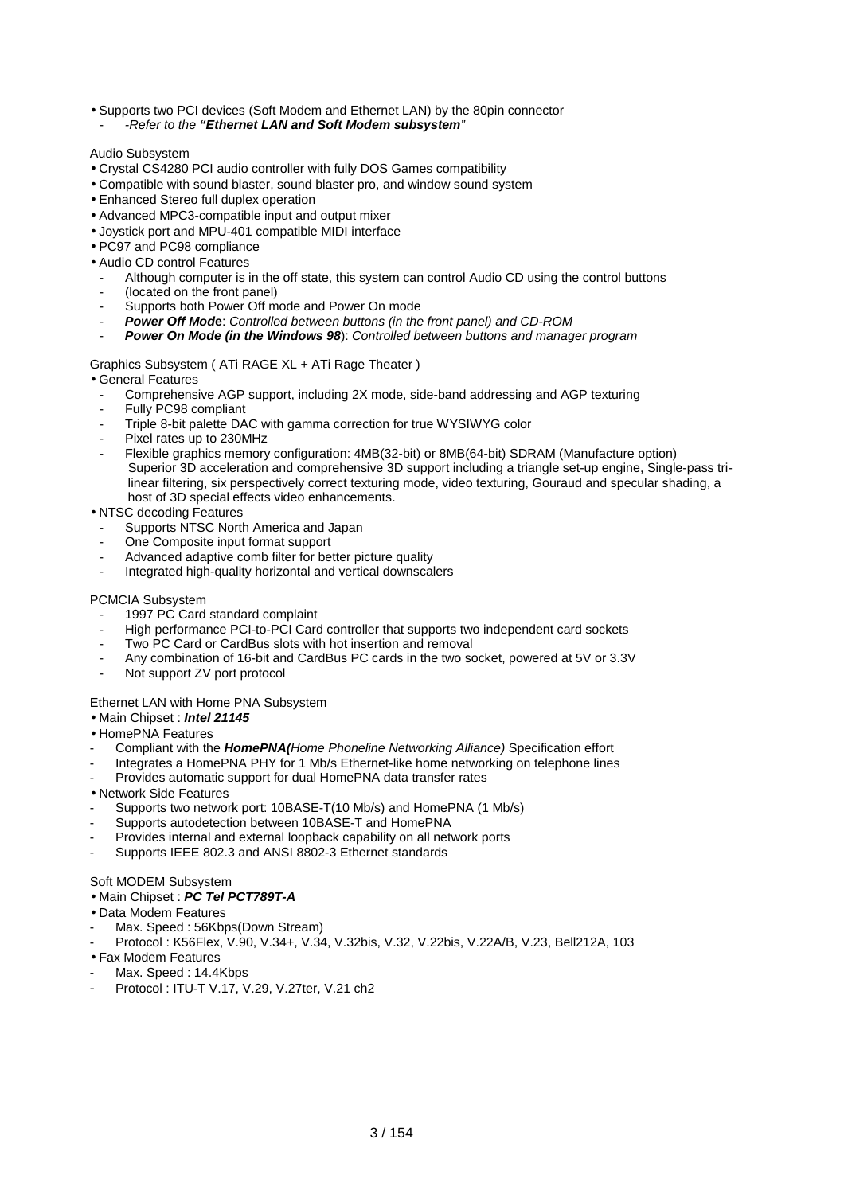- Supports two PCI devices (Soft Modem and Ethernet LAN) by the 80pin connector
  - *-Refer to the **"Ethernet LAN and Soft Modem subsystem"***

Audio Subsystem

- Crystal CS4280 PCI audio controller with fully DOS Games compatibility
- Compatible with sound blaster, sound blaster pro, and window sound system
- Enhanced Stereo full duplex operation
- Advanced MPC3-compatible input and output mixer
- Joystick port and MPU-401 compatible MIDI interface
- PC97 and PC98 compliance
- Audio CD control Features
  - Although computer is in the off state, this system can control Audio CD using the control buttons
  - (located on the front panel)
  - Supports both Power Off mode and Power On mode
  - ***Power Off Mode***: *Controlled between buttons (in the front panel) and CD-ROM*
  - ***Power On Mode (in the Windows 98***): *Controlled between buttons and manager program*

Graphics Subsystem ( ATi RAGE XL + ATi Rage Theater )

- General Features
  - Comprehensive AGP support, including 2X mode, side-band addressing and AGP texturing
  - Fully PC98 compliant
  - Triple 8-bit palette DAC with gamma correction for true WYSIWYG color
  - Pixel rates up to 230MHz
  - Flexible graphics memory configuration: 4MB(32-bit) or 8MB(64-bit) SDRAM (Manufacture option) Superior 3D acceleration and comprehensive 3D support including a triangle set-up engine, Single-pass tri-linear filtering, six perspectively correct texturing mode, video texturing, Gouraud and specular shading, a host of 3D special effects video enhancements.
- NTSC decoding Features
  - Supports NTSC North America and Japan
  - One Composite input format support
  - Advanced adaptive comb filter for better picture quality
  - Integrated high-quality horizontal and vertical downscalers

PCMCIA Subsystem

- 1997 PC Card standard complaint
- High performance PCI-to-PCI Card controller that supports two independent card sockets
- Two PC Card or CardBus slots with hot insertion and removal
- Any combination of 16-bit and CardBus PC cards in the two socket, powered at 5V or 3.3V
- Not support ZV port protocol

Ethernet LAN with Home PNA Subsystem

- Main Chipset : ***Intel 21145***
- HomePNA Features
  - Compliant with the ***HomePNA(****Home Phoneline Networking Alliance)* Specification effort
  - Integrates a HomePNA PHY for 1 Mb/s Ethernet-like home networking on telephone lines
  - Provides automatic support for dual HomePNA data transfer rates
- Network Side Features
  - Supports two network port: 10BASE-T(10 Mb/s) and HomePNA (1 Mb/s)
  - Supports autodetection between 10BASE-T and HomePNA
  - Provides internal and external loopback capability on all network ports
  - Supports IEEE 802.3 and ANSI 8802-3 Ethernet standards

Soft MODEM Subsystem

- Main Chipset : ***PC Tel PCT789T-A***
- Data Modem Features
  - Max. Speed : 56Kbps(Down Stream)
  - Protocol : K56Flex, V.90, V.34+, V.34, V.32bis, V.32, V.22bis, V.22A/B, V.23, Bell212A, 103
- Fax Modem Features
  - Max. Speed : 14.4Kbps
  - Protocol : ITU-T V.17, V.29, V.27ter, V.21 ch2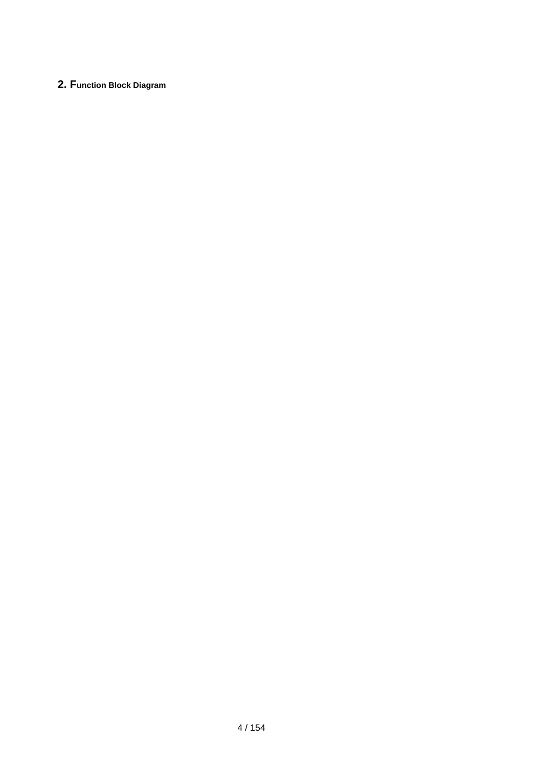## 2. Function Block Diagram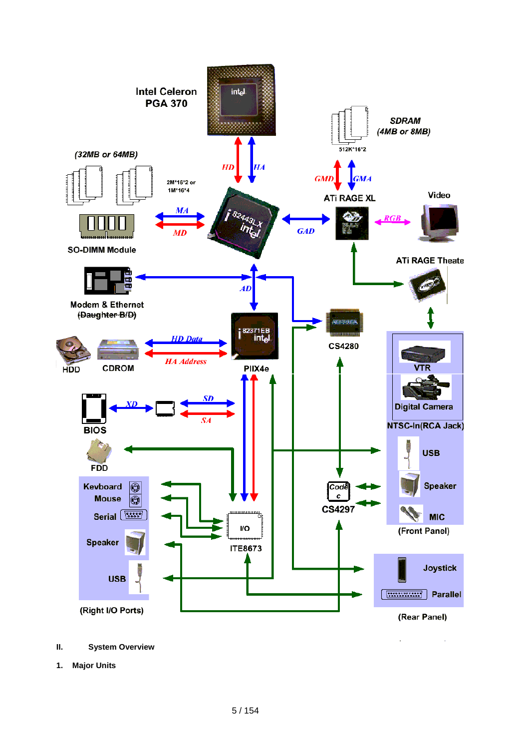Intel Celeron PGA 370

SDRAM (4MB or 8MB)

512K*16*2

(32MB or 64MB)

2M*16*2 or 1M*16*4

HD HA

GMD GMA

MA

MD

GAD

ATi RAGE XL

RGB

Video

SO-DIMM Module

ATi RAGE Theate

AD

Modem & Ethernet (Daughter B/D)

CS4280

HDD CDROM

HD Data

HA Address

PIIX4e

VTR

Digital Camera

NTSC-In(RCA Jack)

XD

SD

SA

BIOS

FDD

USB

Speaker

MIC

(Front Panel)

Keyboard

Mouse

Serial

Speaker

USB

(Right I/O Ports)

I/O

ITE8673

Codec

CS4297

Joystick

Parallel

(Rear Panel)

II. System Overview

1. Major Units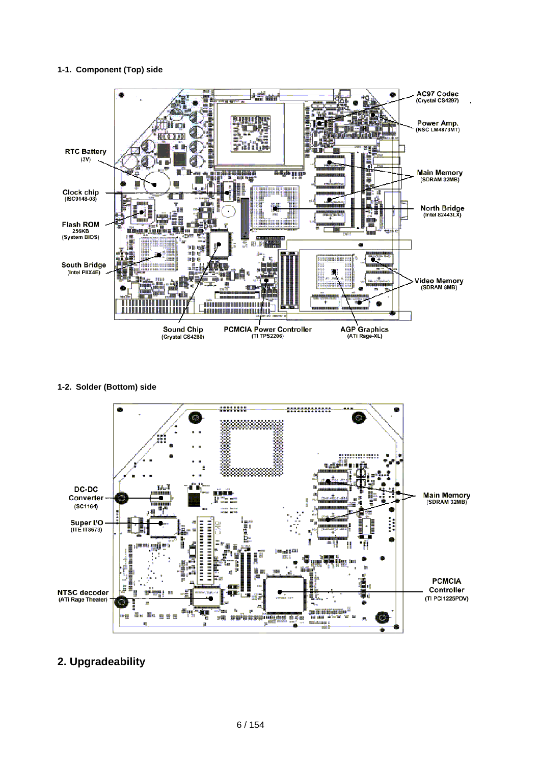### 1-1. Component (Top) side

AC97 Codec
(Crystal CS4297)

Power Amp.
(NSC LM4873MT)

RTC Battery
(3V)

Main Memory
(SDRAM 32MB)

Clock chip
(ISC9148-08)

North Bridge
(Intel 82443LX)

Flash ROM
256KB
(System BIOS)

South Bridge
(Intel PIIX4E)

Video Memory
(SDRAM 8MB)

Sound Chip
(Crystal CS4280)

PCMCIA Power Controller
(TI TPS2206)

AGP Graphics
(ATi Rage-XL)

### 1-2. Solder (Bottom) side

DC-DC
Converter
(SC1164)

Main Memory
(SDRAM 32MB)

Super I/O
(ITE IT8673)

PCMCIA
Controller
(TI PCI1225PDV)

NTSC decoder
(ATi Rage Theater)

## 2. Upgradeability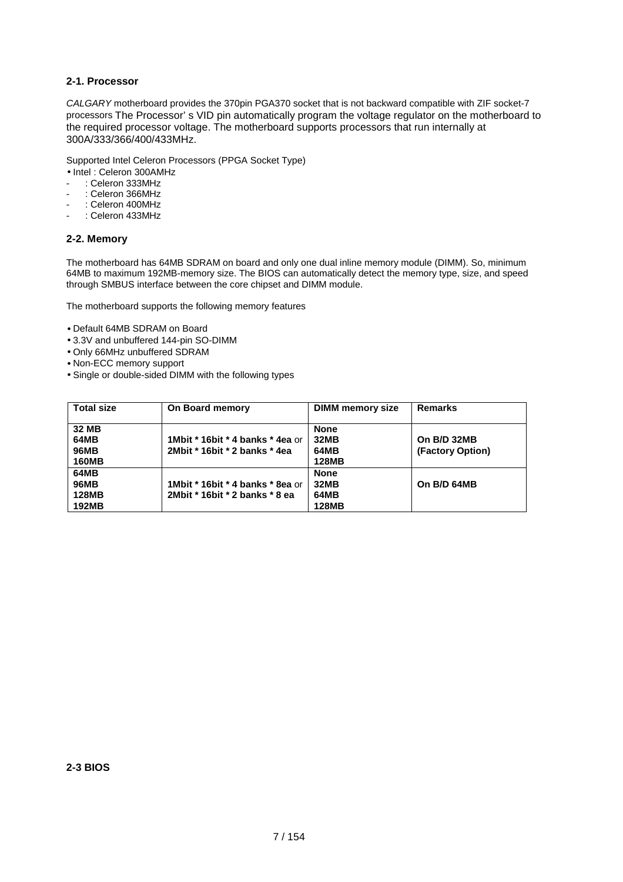## 2-1. Processor

*CALGARY* motherboard provides the 370pin PGA370 socket that is not backward compatible with ZIF socket-7 processors The Processor' s VID pin automatically program the voltage regulator on the motherboard to the required processor voltage. The motherboard supports processors that run internally at 300A/333/366/400/433MHz.

Supported Intel Celeron Processors (PPGA Socket Type)

- Intel : Celeron 300AMHz
- : Celeron 333MHz
- : Celeron 366MHz
- : Celeron 400MHz
- : Celeron 433MHz

## 2-2. Memory

The motherboard has 64MB SDRAM on board and only one dual inline memory module (DIMM). So, minimum 64MB to maximum 192MB-memory size. The BIOS can automatically detect the memory type, size, and speed through SMBUS interface between the core chipset and DIMM module.

The motherboard supports the following memory features

- Default 64MB SDRAM on Board
- 3.3V and unbuffered 144-pin SO-DIMM
- Only 66MHz unbuffered SDRAM
- Non-ECC memory support
- Single or double-sided DIMM with the following types

| Total size | On Board memory | DIMM memory size | Remarks |
|---|---|---|---|
| **32 MB**<br>**64MB**<br>**96MB**<br>**160MB** | **1Mbit * 16bit * 4 banks * 4ea** or<br>**2Mbit * 16bit * 2 banks * 4ea** | **None**<br>**32MB**<br>**64MB**<br>**128MB** | **On B/D 32MB**<br>**(Factory Option)** |
| **64MB**<br>**96MB**<br>**128MB**<br>**192MB** | **1Mbit * 16bit * 4 banks * 8ea** or<br>**2Mbit * 16bit * 2 banks * 8 ea** | **None**<br>**32MB**<br>**64MB**<br>**128MB** | **On B/D 64MB** |

## 2-3 BIOS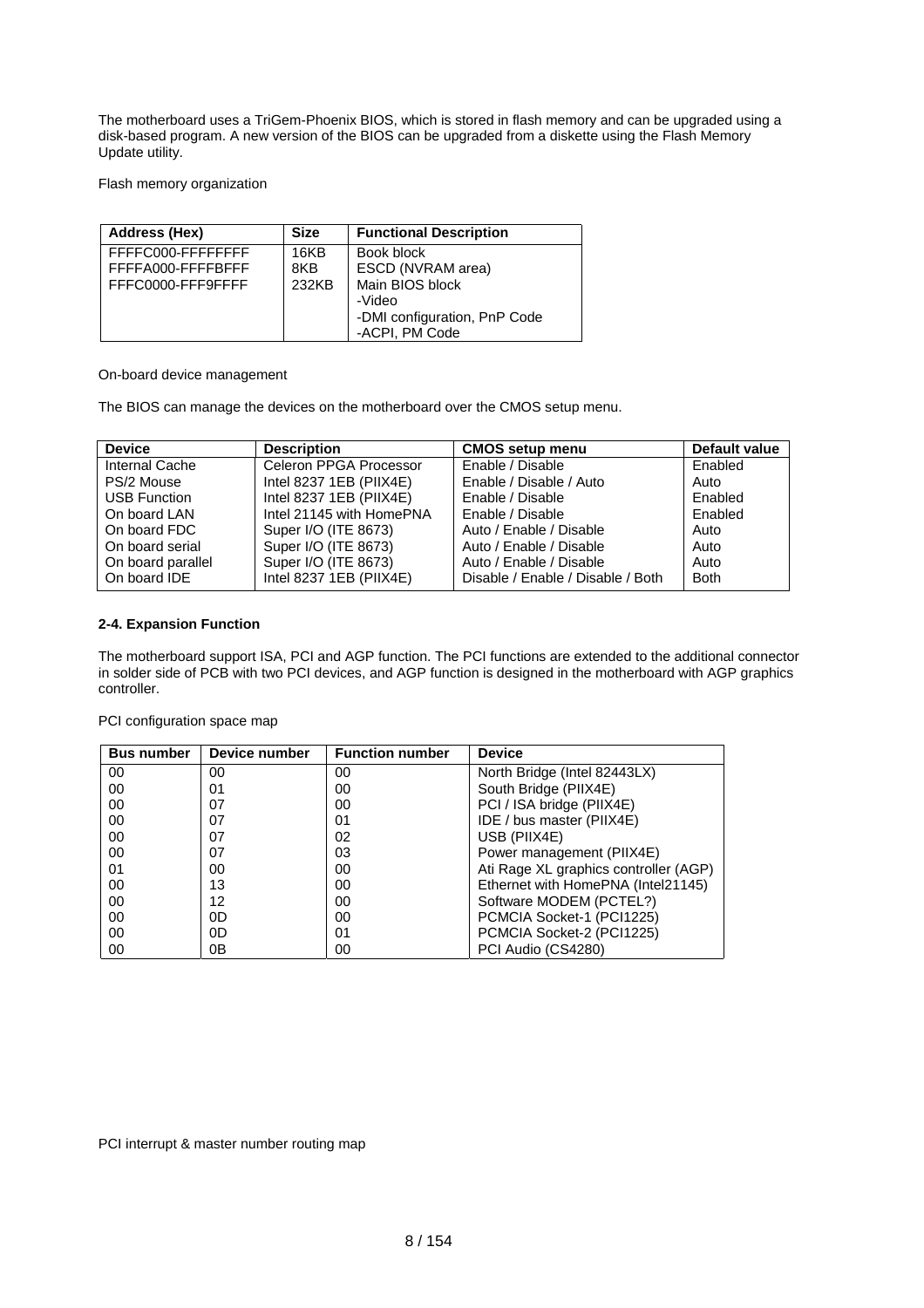The motherboard uses a TriGem-Phoenix BIOS, which is stored in flash memory and can be upgraded using a disk-based program. A new version of the BIOS can be upgraded from a diskette using the Flash Memory Update utility.

Flash memory organization

| Address (Hex) | Size | Functional Description |
|---|---|---|
| FFFFC000-FFFFFFFF | 16KB | Book block |
| FFFFA000-FFFFBFFF | 8KB | ESCD (NVRAM area) |
| FFFC0000-FFF9FFFF | 232KB | Main BIOS block<br>-Video<br>-DMI configuration, PnP Code<br>-ACPI, PM Code |

On-board device management

The BIOS can manage the devices on the motherboard over the CMOS setup menu.

| Device | Description | CMOS setup menu | Default value |
|---|---|---|---|
| Internal Cache | Celeron PPGA Processor | Enable / Disable | Enabled |
| PS/2 Mouse | Intel 8237 1EB (PIIX4E) | Enable / Disable / Auto | Auto |
| USB Function | Intel 8237 1EB (PIIX4E) | Enable / Disable | Enabled |
| On board LAN | Intel 21145 with HomePNA | Enable / Disable | Enabled |
| On board FDC | Super I/O (ITE 8673) | Auto / Enable / Disable | Auto |
| On board serial | Super I/O (ITE 8673) | Auto / Enable / Disable | Auto |
| On board parallel | Super I/O (ITE 8673) | Auto / Enable / Disable | Auto |
| On board IDE | Intel 8237 1EB (PIIX4E) | Disable / Enable / Disable / Both | Both |

**2-4. Expansion Function**

The motherboard support ISA, PCI and AGP function. The PCI functions are extended to the additional connector in solder side of PCB with two PCI devices, and AGP function is designed in the motherboard with AGP graphics controller.

PCI configuration space map

| Bus number | Device number | Function number | Device |
|---|---|---|---|
| 00 | 00 | 00 | North Bridge (Intel 82443LX) |
| 00 | 01 | 00 | South Bridge (PIIX4E) |
| 00 | 07 | 00 | PCI / ISA bridge (PIIX4E) |
| 00 | 07 | 01 | IDE / bus master (PIIX4E) |
| 00 | 07 | 02 | USB (PIIX4E) |
| 00 | 07 | 03 | Power management (PIIX4E) |
| 01 | 00 | 00 | Ati Rage XL graphics controller (AGP) |
| 00 | 13 | 00 | Ethernet with HomePNA (Intel21145) |
| 00 | 12 | 00 | Software MODEM (PCTEL?) |
| 00 | 0D | 00 | PCMCIA Socket-1 (PCI1225) |
| 00 | 0D | 01 | PCMCIA Socket-2 (PCI1225) |
| 00 | 0B | 00 | PCI Audio (CS4280) |

PCI interrupt & master number routing map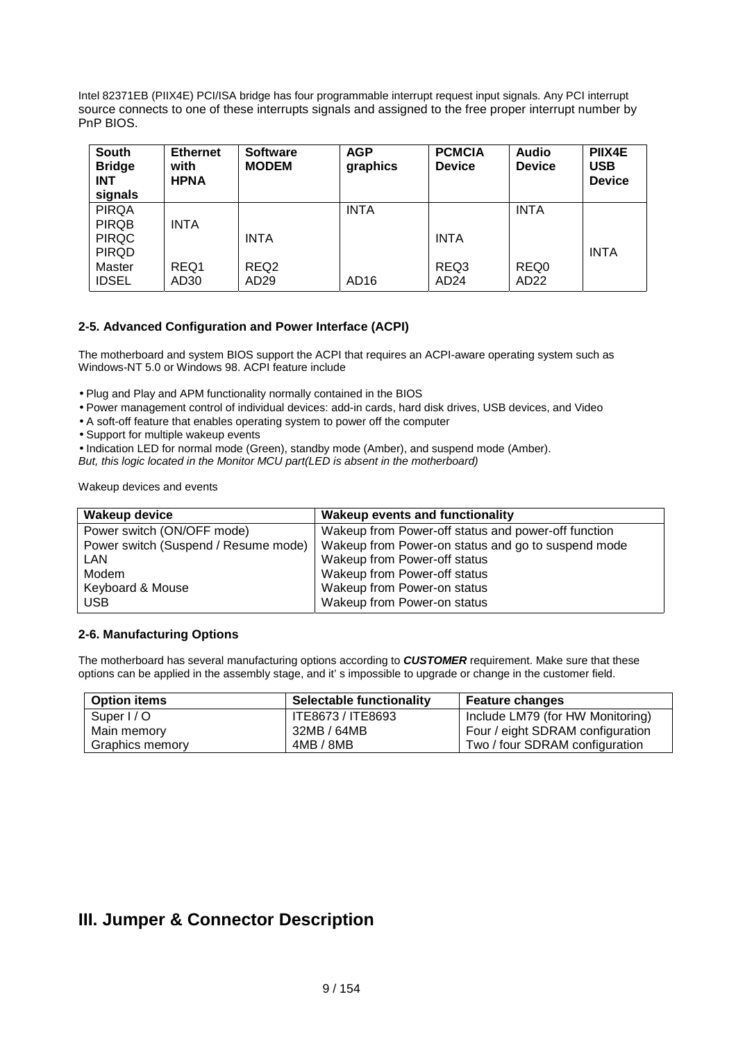Intel 82371EB (PIIX4E) PCI/ISA bridge has four programmable interrupt request input signals. Any PCI interrupt source connects to one of these interrupts signals and assigned to the free proper interrupt number by PnP BIOS.

| South Bridge INT signals | Ethernet with HPNA | Software MODEM | AGP graphics | PCMCIA Device | Audio Device | PIIX4E USB Device |
|---|---|---|---|---|---|---|
| PIRQA | | | INTA | | INTA | |
| PIRQB | INTA | | | | | |
| PIRQC | | INTA | | INTA | | |
| PIRQD | | | | | | INTA |
| Master | REQ1 | REQ2 | | REQ3 | REQ0 | |
| IDSEL | AD30 | AD29 | AD16 | AD24 | AD22 | |

### 2-5. Advanced Configuration and Power Interface (ACPI)

The motherboard and system BIOS support the ACPI that requires an ACPI-aware operating system such as Windows-NT 5.0 or Windows 98. ACPI feature include

- Plug and Play and APM functionality normally contained in the BIOS
- Power management control of individual devices: add-in cards, hard disk drives, USB devices, and Video
- A soft-off feature that enables operating system to power off the computer
- Support for multiple wakeup events
- Indication LED for normal mode (Green), standby mode (Amber), and suspend mode (Amber).

*But, this logic located in the Monitor MCU part(LED is absent in the motherboard)*

Wakeup devices and events

| Wakeup device | Wakeup events and functionality |
|---|---|
| Power switch (ON/OFF mode) | Wakeup from Power-off status and power-off function |
| Power switch (Suspend / Resume mode) | Wakeup from Power-on status and go to suspend mode |
| LAN | Wakeup from Power-off status |
| Modem | Wakeup from Power-off status |
| Keyboard & Mouse | Wakeup from Power-on status |
| USB | Wakeup from Power-on status |

### 2-6. Manufacturing Options

The motherboard has several manufacturing options according to ***CUSTOMER*** requirement. Make sure that these options can be applied in the assembly stage, and it' s impossible to upgrade or change in the customer field.

| Option items | Selectable functionality | Feature changes |
|---|---|---|
| Super I / O | ITE8673 / ITE8693 | Include LM79 (for HW Monitoring) |
| Main memory | 32MB / 64MB | Four / eight SDRAM configuration |
| Graphics memory | 4MB / 8MB | Two / four SDRAM configuration |

## III. Jumper & Connector Description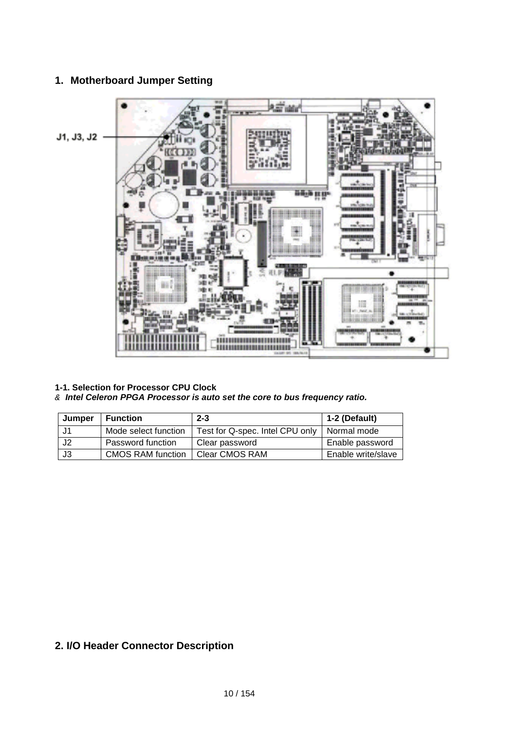## 1. Motherboard Jumper Setting

J1, J3, J2

### 1-1. Selection for Processor CPU Clock

& ***Intel Celeron PPGA Processor is auto set the core to bus frequency ratio.***

| Jumper | Function | 2-3 | 1-2 (Default) |
|---|---|---|---|
| J1 | Mode select function | Test for Q-spec. Intel CPU only | Normal mode |
| J2 | Password function | Clear password | Enable password |
| J3 | CMOS RAM function | Clear CMOS RAM | Enable write/slave |

## 2. I/O Header Connector Description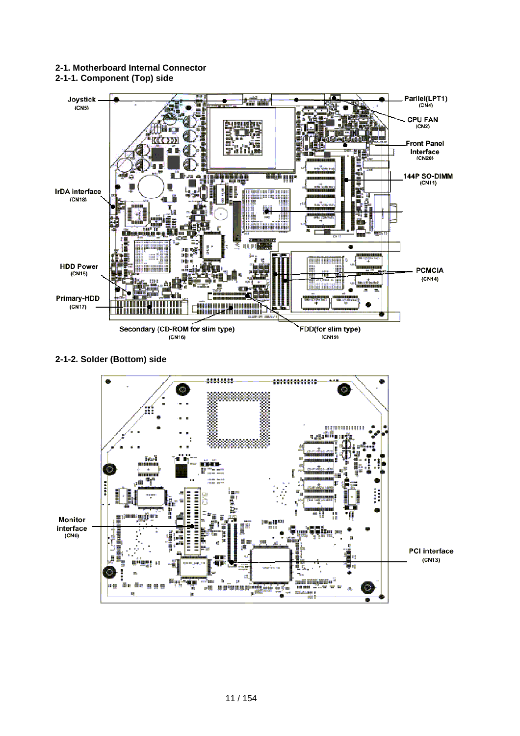## 2-1. Motherboard Internal Connector

### 2-1-1. Component (Top) side

Joystick (CN5)

Parllel(LPT1) (CN4)

CPU FAN (CN2)

Front Panel Interface (CN20)

144P SO-DIMM (CN11)

IrDA interface (CN18)

HDD Power (CN15)

PCMCIA (CN14)

Primary-HDD (CN17)

Secondary (CD-ROM for slim type) (CN16)

FDD(for slim type) (CN19)

### 2-1-2. Solder (Bottom) side

Monitor interface (CN6)

PCI interface (CN13)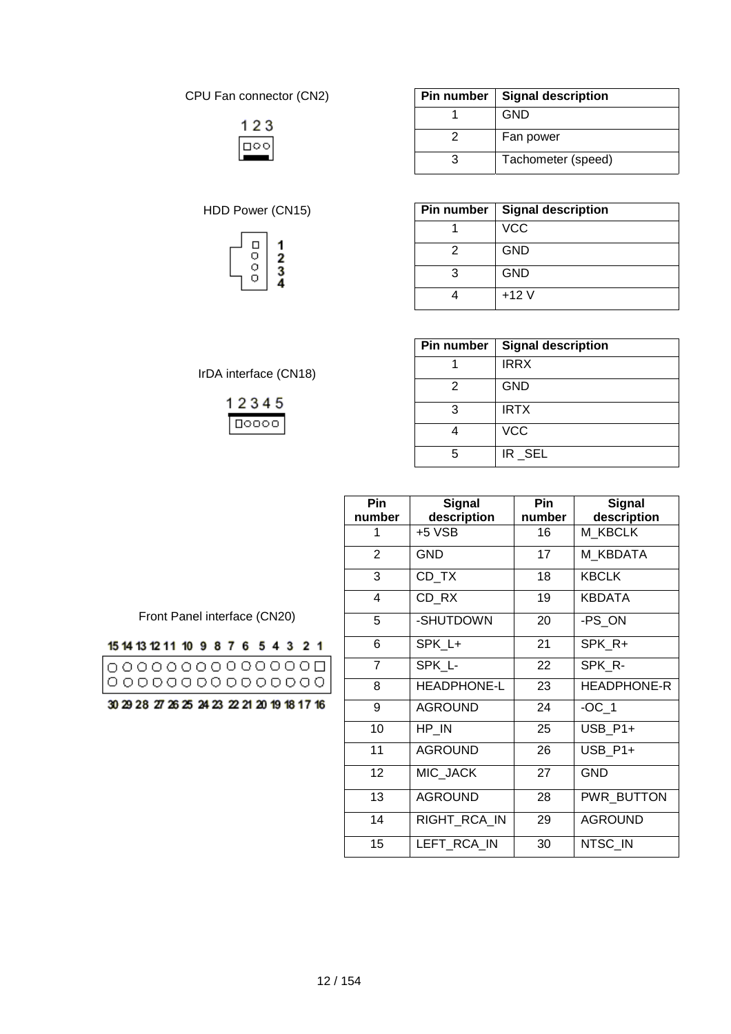CPU Fan connector (CN2)

| Pin number | Signal description |
|---|---|
| 1 | GND |
| 2 | Fan power |
| 3 | Tachometer (speed) |

HDD Power (CN15)

| Pin number | Signal description |
|---|---|
| 1 | VCC |
| 2 | GND |
| 3 | GND |
| 4 | +12 V |

IrDA interface (CN18)

| Pin number | Signal description |
|---|---|
| 1 | IRRX |
| 2 | GND |
| 3 | IRTX |
| 4 | VCC |
| 5 | IR _SEL |

Front Panel interface (CN20)

| Pin number | Signal description | Pin number | Signal description |
|---|---|---|---|
| 1 | +5 VSB | 16 | M_KBCLK |
| 2 | GND | 17 | M_KBDATA |
| 3 | CD_TX | 18 | KBCLK |
| 4 | CD_RX | 19 | KBDATA |
| 5 | -SHUTDOWN | 20 | -PS_ON |
| 6 | SPK_L+ | 21 | SPK_R+ |
| 7 | SPK_L- | 22 | SPK_R- |
| 8 | HEADPHONE-L | 23 | HEADPHONE-R |
| 9 | AGROUND | 24 | -OC_1 |
| 10 | HP_IN | 25 | USB_P1+ |
| 11 | AGROUND | 26 | USB_P1+ |
| 12 | MIC_JACK | 27 | GND |
| 13 | AGROUND | 28 | PWR_BUTTON |
| 14 | RIGHT_RCA_IN | 29 | AGROUND |
| 15 | LEFT_RCA_IN | 30 | NTSC_IN |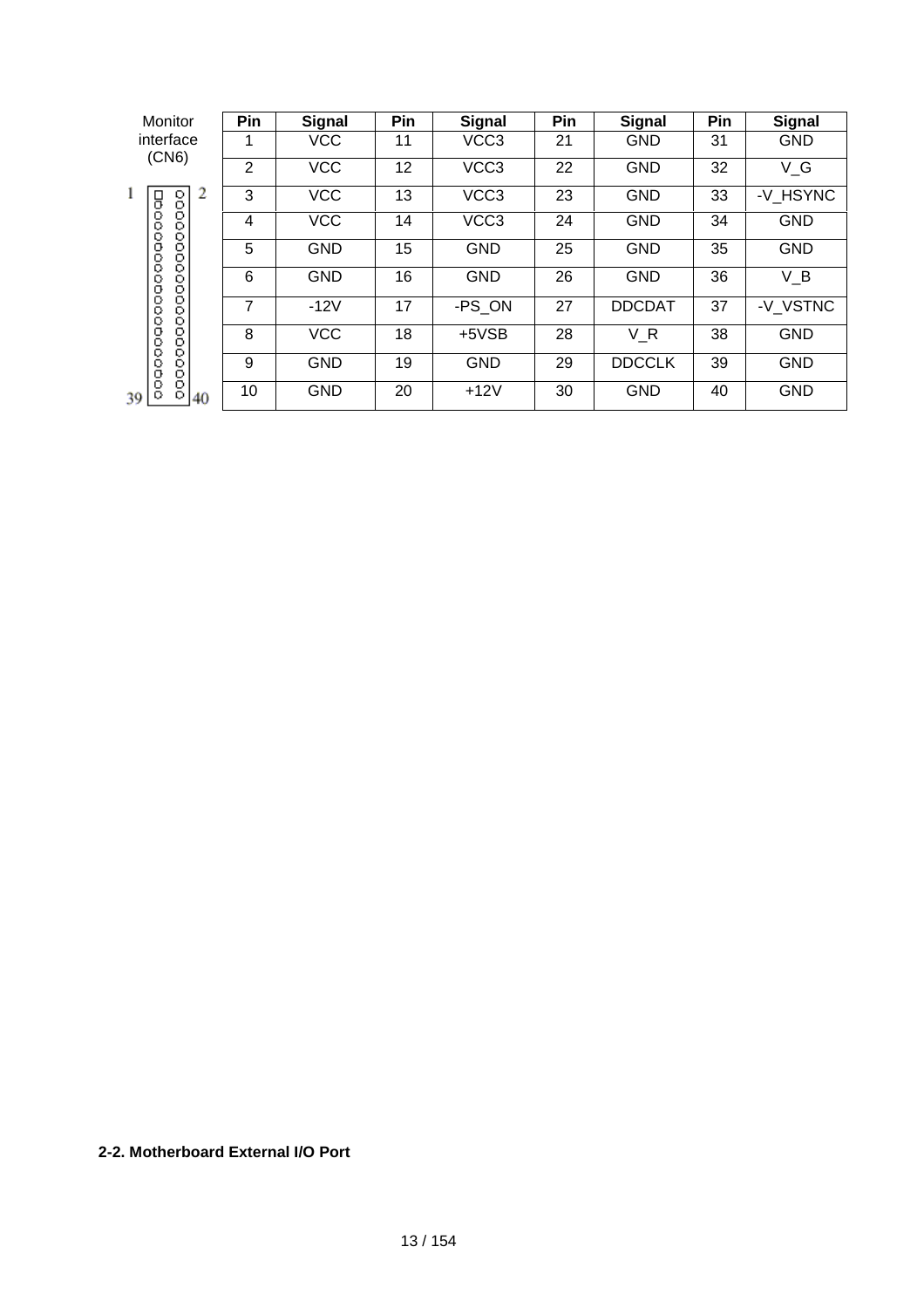Monitor interface (CN6)

| Pin | Signal | Pin | Signal | Pin | Signal | Pin | Signal |
|---|---|---|---|---|---|---|---|
| 1 | VCC | 11 | VCC3 | 21 | GND | 31 | GND |
| 2 | VCC | 12 | VCC3 | 22 | GND | 32 | V_G |
| 3 | VCC | 13 | VCC3 | 23 | GND | 33 | -V_HSYNC |
| 4 | VCC | 14 | VCC3 | 24 | GND | 34 | GND |
| 5 | GND | 15 | GND | 25 | GND | 35 | GND |
| 6 | GND | 16 | GND | 26 | GND | 36 | V_B |
| 7 | -12V | 17 | -PS_ON | 27 | DDCDAT | 37 | -V_VSTNC |
| 8 | VCC | 18 | +5VSB | 28 | V_R | 38 | GND |
| 9 | GND | 19 | GND | 29 | DDCCLK | 39 | GND |
| 10 | GND | 20 | +12V | 30 | GND | 40 | GND |

**2-2. Motherboard External I/O Port**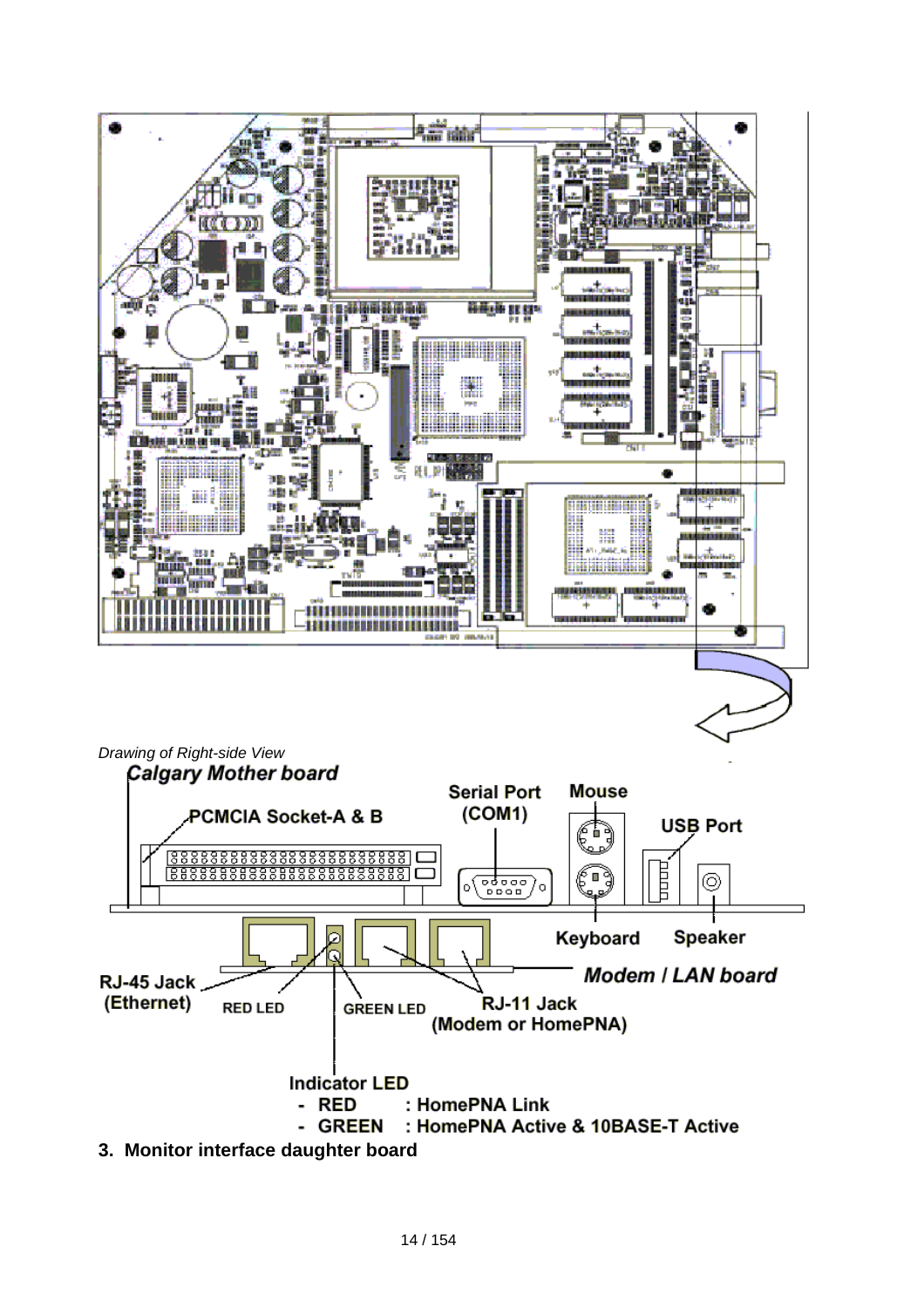*Drawing of Right-side View*

***Calgary Mother board***

PCMCIA Socket-A & B

Serial Port (COM1)

Mouse

USB Port

Keyboard

Speaker

***Modem / LAN board***

RJ-45 Jack (Ethernet)

RED LED

GREEN LED

RJ-11 Jack (Modem or HomePNA)

Indicator LED
- RED : HomePNA Link
- GREEN : HomePNA Active & 10BASE-T Active

**3. Monitor interface daughter board**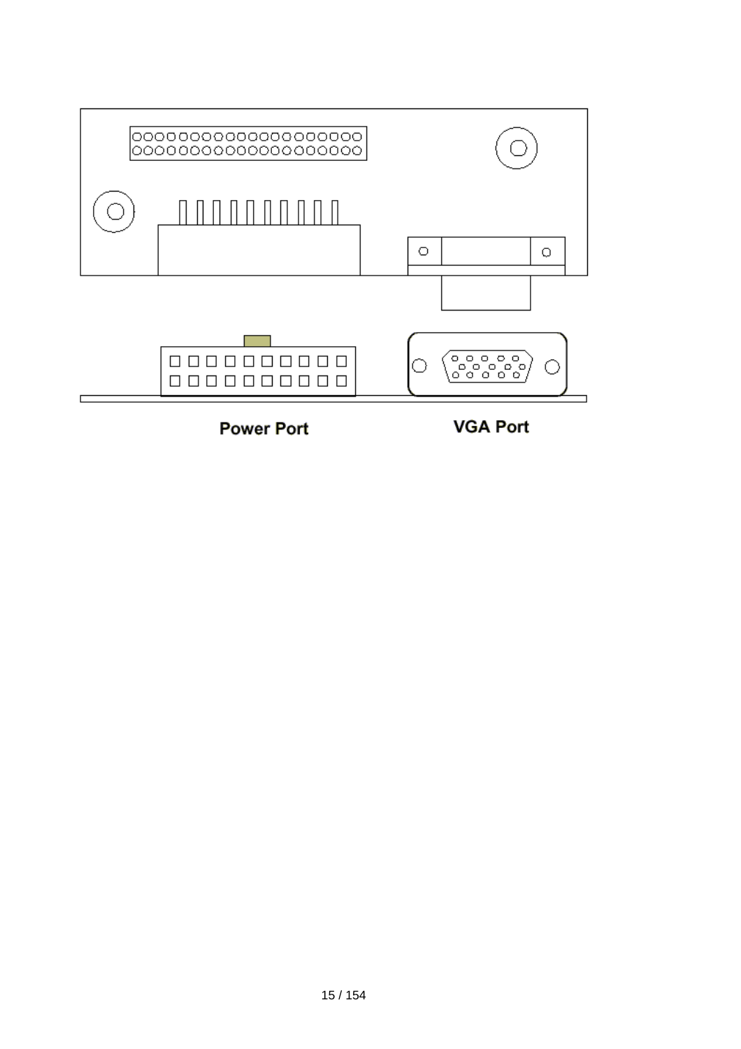Power Port

VGA Port